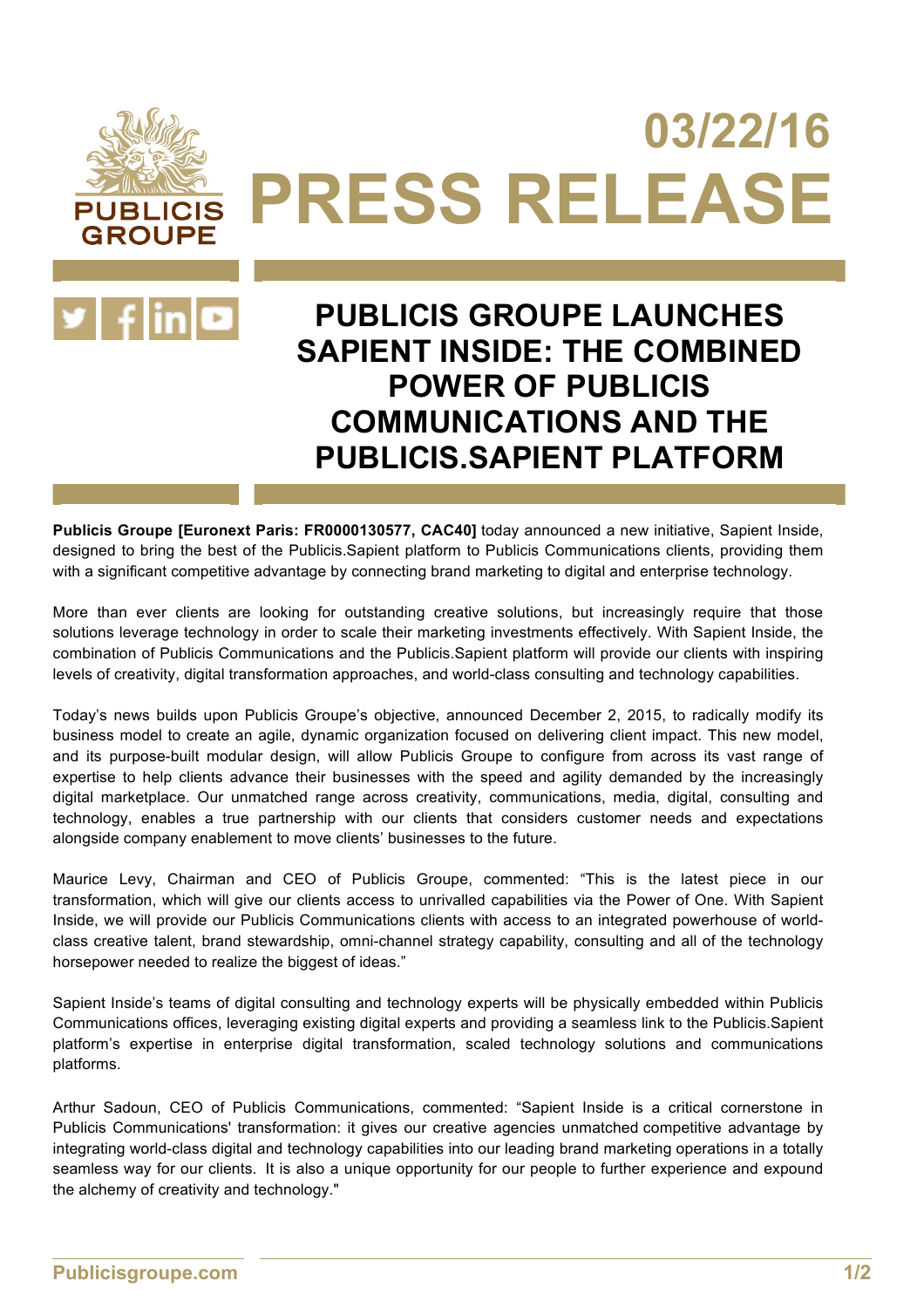# 03/22/16 PRESS RELEASE

## PUBLICIS GROUPE LAUNCHES SAPIENT INSIDE: THE COMBINED POWER OF PUBLICIS COMMUNICATIONS AND THE PUBLICIS.SAPIENT PLATFORM

**Publicis Groupe [Euronext Paris: FR0000130577, CAC40]** today announced a new initiative, Sapient Inside, designed to bring the best of the Publicis.Sapient platform to Publicis Communications clients, providing them with a significant competitive advantage by connecting brand marketing to digital and enterprise technology.

More than ever clients are looking for outstanding creative solutions, but increasingly require that those solutions leverage technology in order to scale their marketing investments effectively. With Sapient Inside, the combination of Publicis Communications and the Publicis.Sapient platform will provide our clients with inspiring levels of creativity, digital transformation approaches, and world-class consulting and technology capabilities.

Today's news builds upon Publicis Groupe's objective, announced December 2, 2015, to radically modify its business model to create an agile, dynamic organization focused on delivering client impact. This new model, and its purpose-built modular design, will allow Publicis Groupe to configure from across its vast range of expertise to help clients advance their businesses with the speed and agility demanded by the increasingly digital marketplace. Our unmatched range across creativity, communications, media, digital, consulting and technology, enables a true partnership with our clients that considers customer needs and expectations alongside company enablement to move clients' businesses to the future.

Maurice Levy, Chairman and CEO of Publicis Groupe, commented: "This is the latest piece in our transformation, which will give our clients access to unrivalled capabilities via the Power of One. With Sapient Inside, we will provide our Publicis Communications clients with access to an integrated powerhouse of world-class creative talent, brand stewardship, omni-channel strategy capability, consulting and all of the technology horsepower needed to realize the biggest of ideas."

Sapient Inside's teams of digital consulting and technology experts will be physically embedded within Publicis Communications offices, leveraging existing digital experts and providing a seamless link to the Publicis.Sapient platform's expertise in enterprise digital transformation, scaled technology solutions and communications platforms.

Arthur Sadoun, CEO of Publicis Communications, commented: "Sapient Inside is a critical cornerstone in Publicis Communications' transformation: it gives our creative agencies unmatched competitive advantage by integrating world-class digital and technology capabilities into our leading brand marketing operations in a totally seamless way for our clients. It is also a unique opportunity for our people to further experience and expound the alchemy of creativity and technology."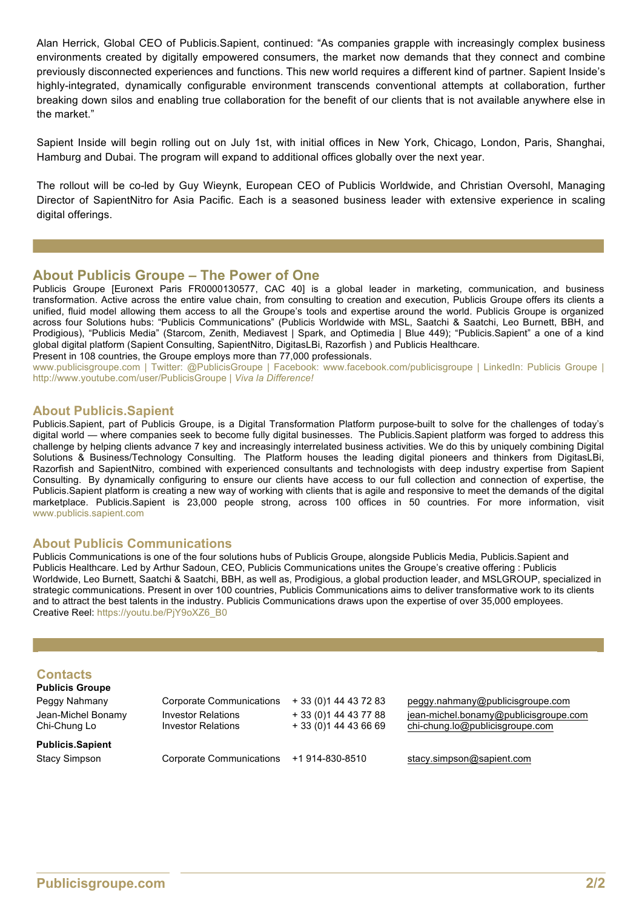Alan Herrick, Global CEO of Publicis.Sapient, continued: "As companies grapple with increasingly complex business environments created by digitally empowered consumers, the market now demands that they connect and combine previously disconnected experiences and functions. This new world requires a different kind of partner. Sapient Inside's highly-integrated, dynamically configurable environment transcends conventional attempts at collaboration, further breaking down silos and enabling true collaboration for the benefit of our clients that is not available anywhere else in the market."

Sapient Inside will begin rolling out on July 1st, with initial offices in New York, Chicago, London, Paris, Shanghai, Hamburg and Dubai. The program will expand to additional offices globally over the next year.

The rollout will be co-led by Guy Wieynk, European CEO of Publicis Worldwide, and Christian Oversohl, Managing Director of SapientNitro for Asia Pacific. Each is a seasoned business leader with extensive experience in scaling digital offerings.

## About Publicis Groupe – The Power of One

Publicis Groupe [Euronext Paris FR0000130577, CAC 40] is a global leader in marketing, communication, and business transformation. Active across the entire value chain, from consulting to creation and execution, Publicis Groupe offers its clients a unified, fluid model allowing them access to all the Groupe's tools and expertise around the world. Publicis Groupe is organized across four Solutions hubs: "Publicis Communications" (Publicis Worldwide with MSL, Saatchi & Saatchi, Leo Burnett, BBH, and Prodigious), "Publicis Media" (Starcom, Zenith, Mediavest | Spark, and Optimedia | Blue 449); "Publicis.Sapient" a one of a kind global digital platform (Sapient Consulting, SapientNitro, DigitasLBi, Razorfish ) and Publicis Healthcare.
Present in 108 countries, the Groupe employs more than 77,000 professionals.
www.publicisgroupe.com | Twitter: @PublicisGroupe | Facebook: www.facebook.com/publicisgroupe | LinkedIn: Publicis Groupe | http://www.youtube.com/user/PublicisGroupe | *Viva la Difference!*

## About Publicis.Sapient

Publicis.Sapient, part of Publicis Groupe, is a Digital Transformation Platform purpose-built to solve for the challenges of today's digital world — where companies seek to become fully digital businesses. The Publicis.Sapient platform was forged to address this challenge by helping clients advance 7 key and increasingly interrelated business activities. We do this by uniquely combining Digital Solutions & Business/Technology Consulting. The Platform houses the leading digital pioneers and thinkers from DigitasLBi, Razorfish and SapientNitro, combined with experienced consultants and technologists with deep industry expertise from Sapient Consulting. By dynamically configuring to ensure our clients have access to our full collection and connection of expertise, the Publicis.Sapient platform is creating a new way of working with clients that is agile and responsive to meet the demands of the digital marketplace. Publicis.Sapient is 23,000 people strong, across 100 offices in 50 countries. For more information, visit www.publicis.sapient.com

## About Publicis Communications

Publicis Communications is one of the four solutions hubs of Publicis Groupe, alongside Publicis Media, Publicis.Sapient and Publicis Healthcare. Led by Arthur Sadoun, CEO, Publicis Communications unites the Groupe's creative offering : Publicis Worldwide, Leo Burnett, Saatchi & Saatchi, BBH, as well as, Prodigious, a global production leader, and MSLGROUP, specialized in strategic communications. Present in over 100 countries, Publicis Communications aims to deliver transformative work to its clients and to attract the best talents in the industry. Publicis Communications draws upon the expertise of over 35,000 employees.
Creative Reel: https://youtu.be/PjY9oXZ6_B0

## Contacts

**Publicis Groupe**

| | | | |
|---|---|---|---|
| Peggy Nahmany | Corporate Communications | + 33 (0)1 44 43 72 83 | peggy.nahmany@publicisgroupe.com |
| Jean-Michel Bonamy | Investor Relations | + 33 (0)1 44 43 77 88 | jean-michel.bonamy@publicisgroupe.com |
| Chi-Chung Lo | Investor Relations | + 33 (0)1 44 43 66 69 | chi-chung.lo@publicisgroupe.com |

**Publicis.Sapient**

| | | | |
|---|---|---|---|
| Stacy Simpson | Corporate Communications | +1 914-830-8510 | stacy.simpson@sapient.com |